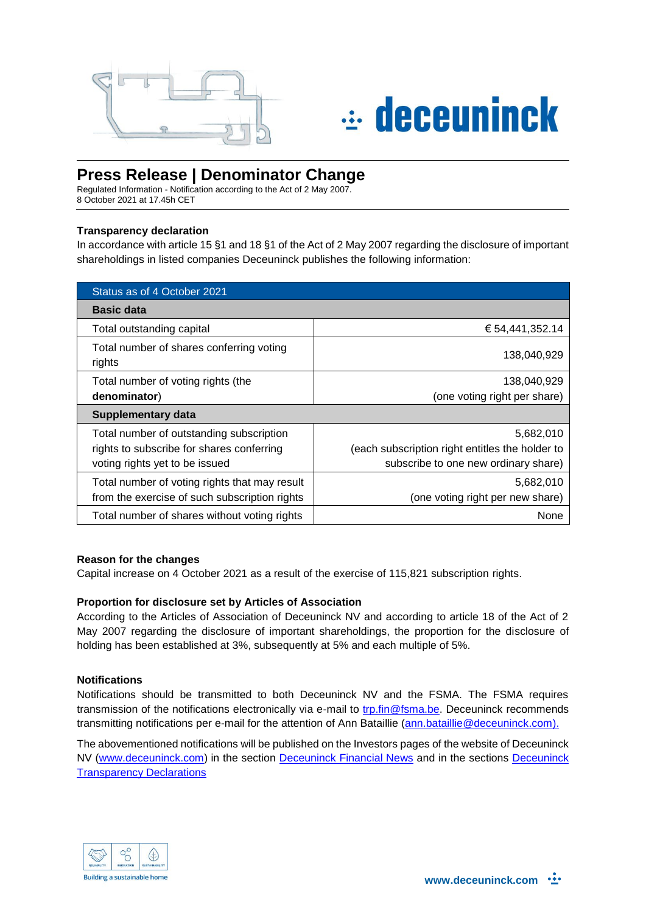# Press Release | Denominator Change

Regulated Information - Notification according to the Act of 2 May 2007.
8 October 2021 at 17.45h CET

### Transparency declaration

In accordance with article 15 §1 and 18 §1 of the Act of 2 May 2007 regarding the disclosure of important shareholdings in listed companies Deceuninck publishes the following information:

| Status as of 4 October 2021 | |
|---|---|
| **Basic data** | |
| Total outstanding capital | € 54,441,352.14 |
| Total number of shares conferring voting rights | 138,040,929 |
| Total number of voting rights (the **denominator**) | 138,040,929 (one voting right per share) |
| **Supplementary data** | |
| Total number of outstanding subscription rights to subscribe for shares conferring voting rights yet to be issued | 5,682,010 (each subscription right entitles the holder to subscribe to one new ordinary share) |
| Total number of voting rights that may result from the exercise of such subscription rights | 5,682,010 (one voting right per new share) |
| Total number of shares without voting rights | None |

### Reason for the changes

Capital increase on 4 October 2021 as a result of the exercise of 115,821 subscription rights.

### Proportion for disclosure set by Articles of Association

According to the Articles of Association of Deceuninck NV and according to article 18 of the Act of 2 May 2007 regarding the disclosure of important shareholdings, the proportion for the disclosure of holding has been established at 3%, subsequently at 5% and each multiple of 5%.

### Notifications

Notifications should be transmitted to both Deceuninck NV and the FSMA. The FSMA requires transmission of the notifications electronically via e-mail to trp.fin@fsma.be. Deceuninck recommends transmitting notifications per e-mail for the attention of Ann Bataillie (ann.bataillie@deceuninck.com).

The abovementioned notifications will be published on the Investors pages of the website of Deceuninck NV (www.deceuninck.com) in the section Deceuninck Financial News and in the sections Deceuninck Transparency Declarations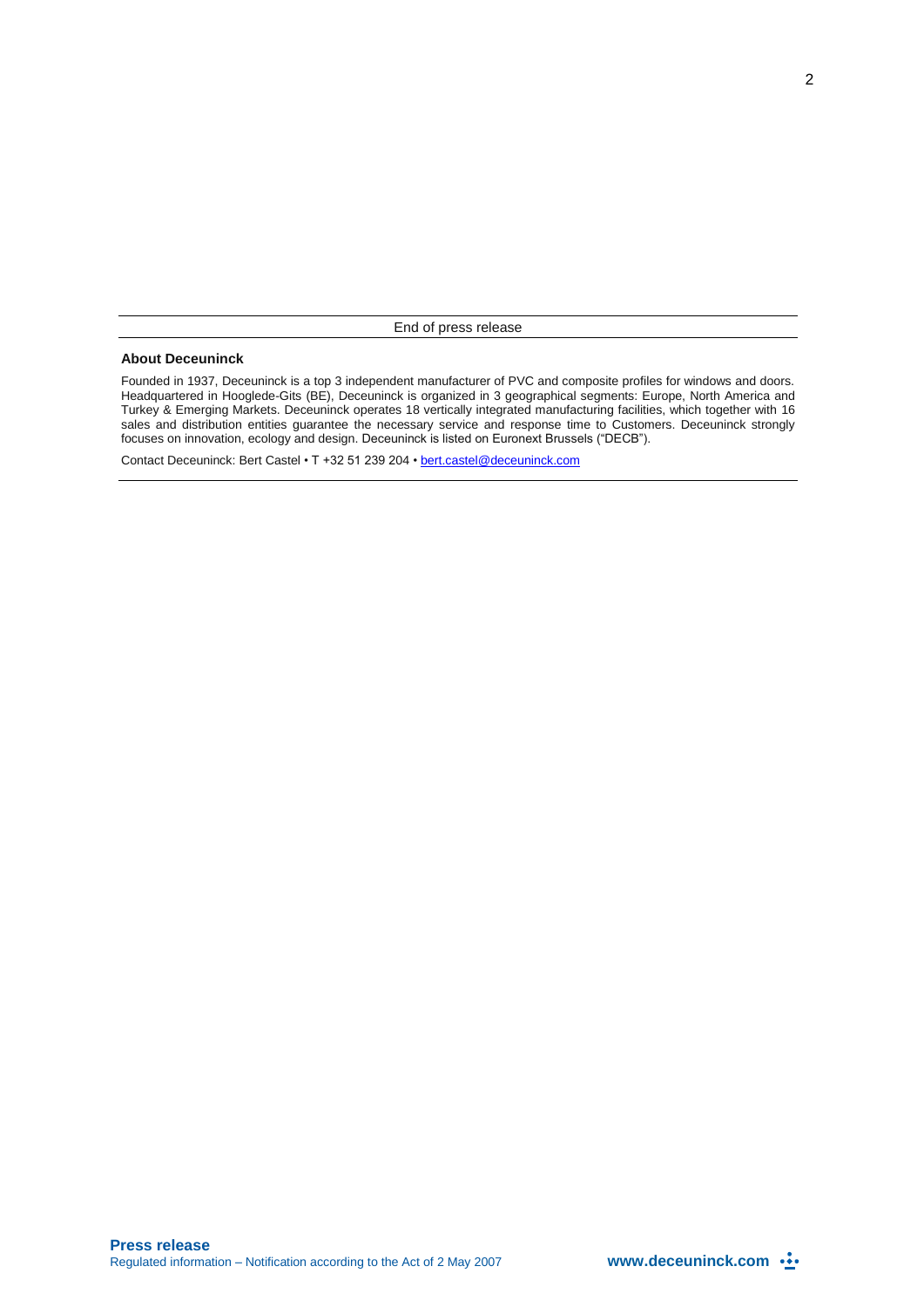End of press release

**About Deceuninck**

Founded in 1937, Deceuninck is a top 3 independent manufacturer of PVC and composite profiles for windows and doors. Headquartered in Hooglede-Gits (BE), Deceuninck is organized in 3 geographical segments: Europe, North America and Turkey & Emerging Markets. Deceuninck operates 18 vertically integrated manufacturing facilities, which together with 16 sales and distribution entities guarantee the necessary service and response time to Customers. Deceuninck strongly focuses on innovation, ecology and design. Deceuninck is listed on Euronext Brussels ("DECB").

Contact Deceuninck: Bert Castel • T +32 51 239 204 • bert.castel@deceuninck.com